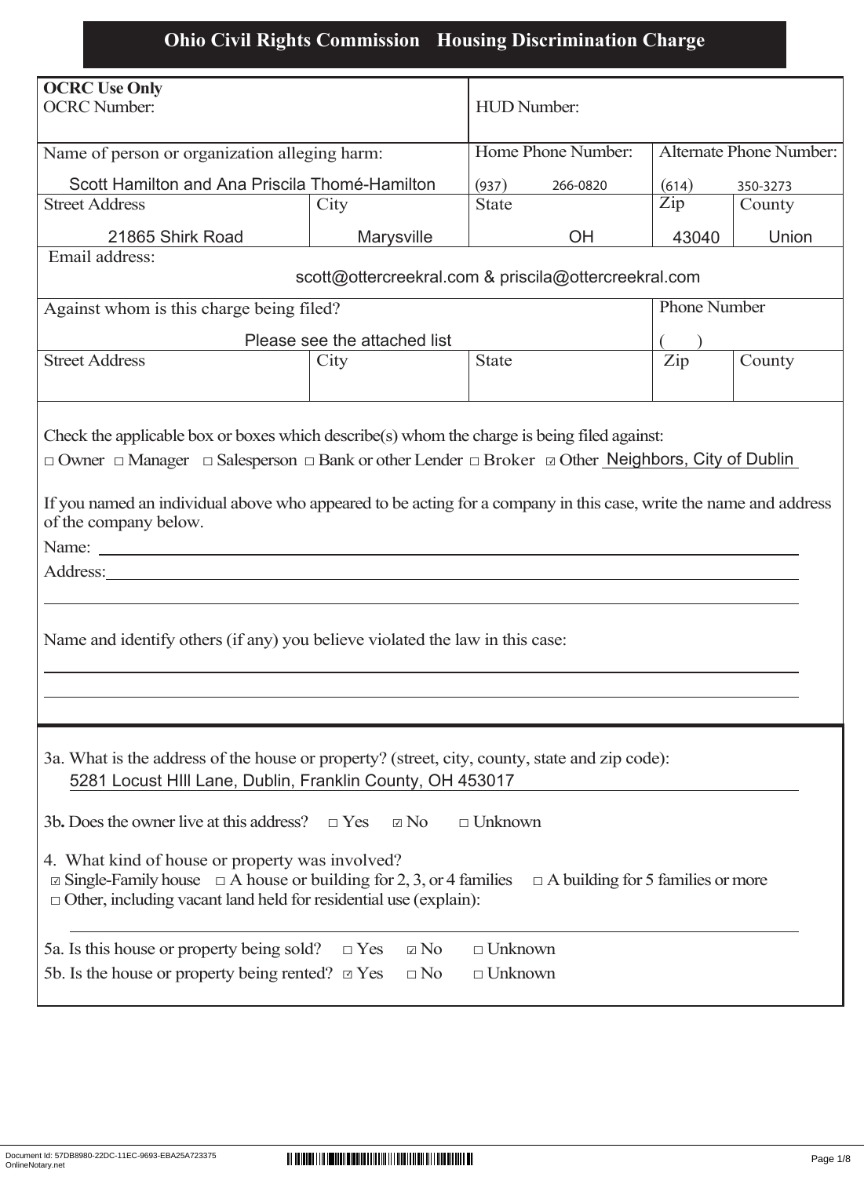# Ohio Civil Rights Commission Housing Discrimination Charge

| **OCRC Use Only** OCRC Number: | | HUD Number: | | |
|---|---|---|---|---|
| Name of person or organization alleging harm: Scott Hamilton and Ana Priscila Thomé-Hamilton | | Home Phone Number: (937) 266-0820 | Alternate Phone Number: (614) 350-3273 | |
| Street Address: 21865 Shirk Road | City: Marysville | State: OH | Zip: 43040 | County: Union |
| Email address: scott@ottercreekral.com & priscila@ottercreekral.com | | | | |
| Against whom is this charge being filed? Please see the attached list | | | Phone Number ( ) | |
| Street Address | City | State | Zip | County |

Check the applicable box or boxes which describe(s) whom the charge is being filed against:

□ Owner □ Manager □ Salesperson □ Bank or other Lender □ Broker ☑ Other Neighbors, City of Dublin

If you named an individual above who appeared to be acting for a company in this case, write the name and address of the company below.

Name:

Address:

Name and identify others (if any) you believe violated the law in this case:

3a. What is the address of the house or property? (street, city, county, state and zip code):
5281 Locust HIll Lane, Dublin, Franklin County, OH 453017

3b. Does the owner live at this address? □ Yes ☑ No □ Unknown

4. What kind of house or property was involved?
☑ Single-Family house □ A house or building for 2, 3, or 4 families □ A building for 5 families or more
□ Other, including vacant land held for residential use (explain):

5a. Is this house or property being sold? □ Yes ☑ No □ Unknown
5b. Is the house or property being rented? ☑ Yes □ No □ Unknown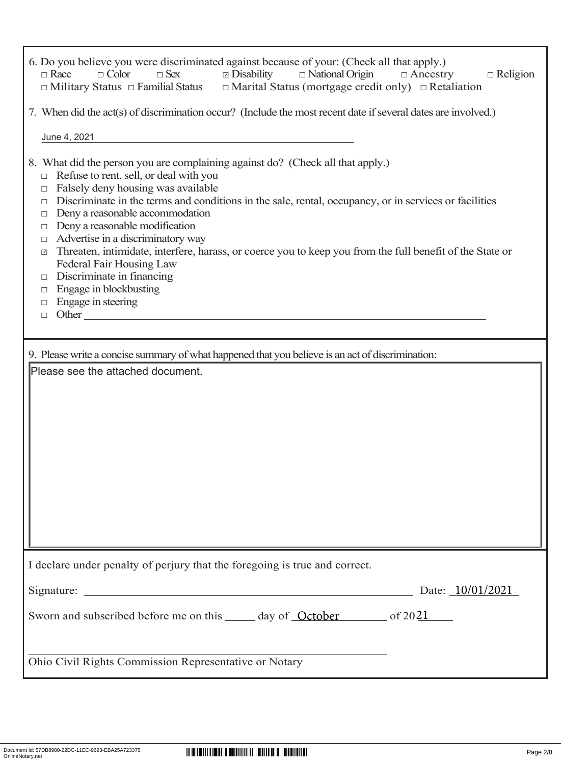6. Do you believe you were discriminated against because of your: (Check all that apply.)

□ Race □ Color □ Sex ☑ Disability □ National Origin □ Ancestry □ Religion
□ Military Status □ Familial Status □ Marital Status (mortgage credit only) □ Retaliation

7. When did the act(s) of discrimination occur? (Include the most recent date if several dates are involved.)

June 4, 2021

8. What did the person you are complaining against do? (Check all that apply.)

- □ Refuse to rent, sell, or deal with you
- □ Falsely deny housing was available
- □ Discriminate in the terms and conditions in the sale, rental, occupancy, or in services or facilities
- □ Deny a reasonable accommodation
- □ Deny a reasonable modification
- □ Advertise in a discriminatory way
- ☑ Threaten, intimidate, interfere, harass, or coerce you to keep you from the full benefit of the State or Federal Fair Housing Law
- □ Discriminate in financing
- □ Engage in blockbusting
- □ Engage in steering
- □ Other ______________________________

9. Please write a concise summary of what happened that you believe is an act of discrimination:

Please see the attached document.

I declare under penalty of perjury that the foregoing is true and correct.

Signature: ______________________________ Date: 10/01/2021

Sworn and subscribed before me on this _____ day of October of 2021

______________________________
Ohio Civil Rights Commission Representative or Notary

Document Id: 57DB8980-22DC-11EC-9693-EBA25A723375
OnlineNotary.net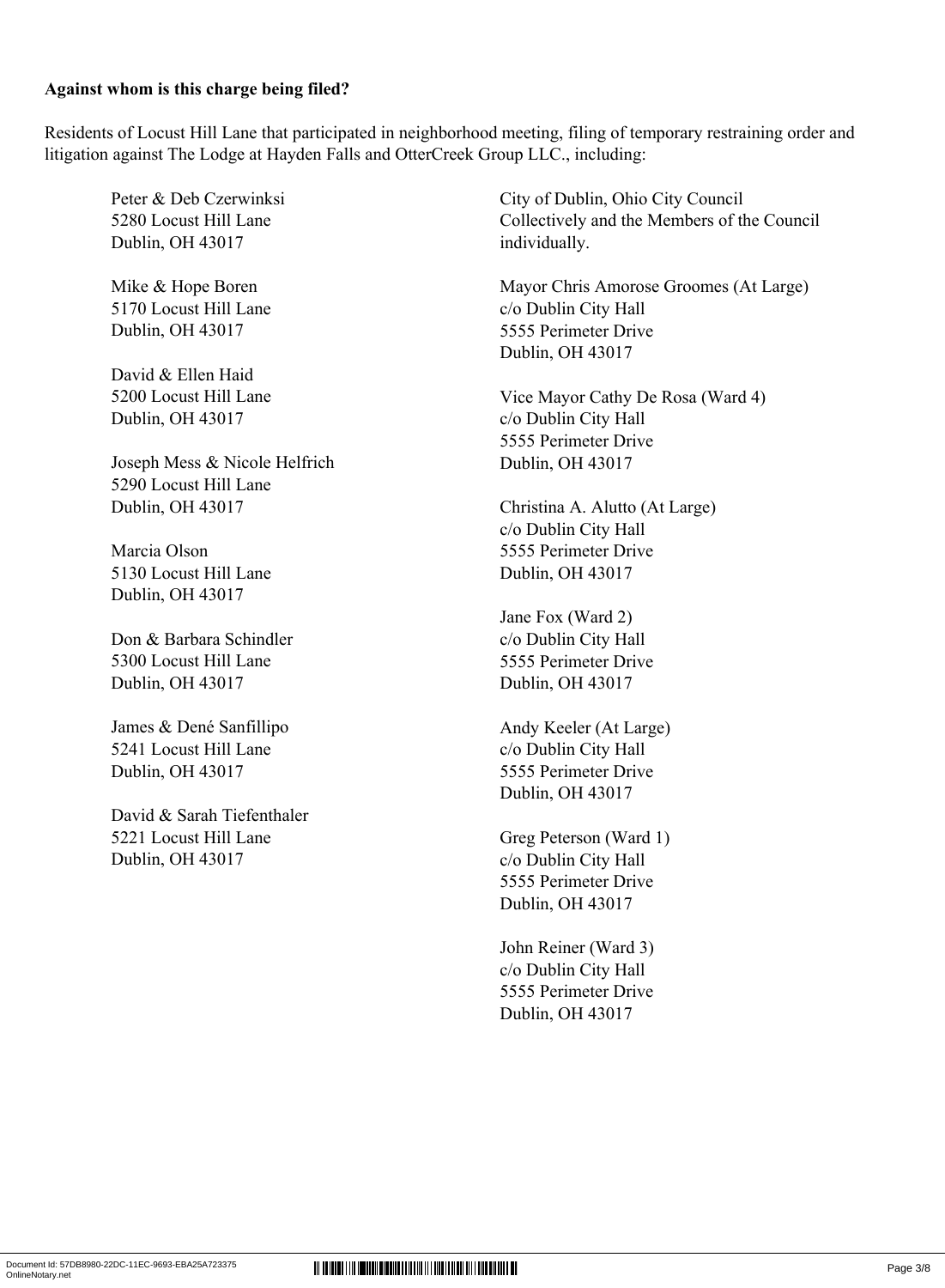**Against whom is this charge being filed?**

Residents of Locust Hill Lane that participated in neighborhood meeting, filing of temporary restraining order and litigation against The Lodge at Hayden Falls and OtterCreek Group LLC., including:

Peter & Deb Czerwinksi
5280 Locust Hill Lane
Dublin, OH 43017

Mike & Hope Boren
5170 Locust Hill Lane
Dublin, OH 43017

David & Ellen Haid
5200 Locust Hill Lane
Dublin, OH 43017

Joseph Mess & Nicole Helfrich
5290 Locust Hill Lane
Dublin, OH 43017

Marcia Olson
5130 Locust Hill Lane
Dublin, OH 43017

Don & Barbara Schindler
5300 Locust Hill Lane
Dublin, OH 43017

James & Dené Sanfillipo
5241 Locust Hill Lane
Dublin, OH 43017

David & Sarah Tiefenthaler
5221 Locust Hill Lane
Dublin, OH 43017

City of Dublin, Ohio City Council
Collectively and the Members of the Council individually.

Mayor Chris Amorose Groomes (At Large)
c/o Dublin City Hall
5555 Perimeter Drive
Dublin, OH 43017

Vice Mayor Cathy De Rosa (Ward 4)
c/o Dublin City Hall
5555 Perimeter Drive
Dublin, OH 43017

Christina A. Alutto (At Large)
c/o Dublin City Hall
5555 Perimeter Drive
Dublin, OH 43017

Jane Fox (Ward 2)
c/o Dublin City Hall
5555 Perimeter Drive
Dublin, OH 43017

Andy Keeler (At Large)
c/o Dublin City Hall
5555 Perimeter Drive
Dublin, OH 43017

Greg Peterson (Ward 1)
c/o Dublin City Hall
5555 Perimeter Drive
Dublin, OH 43017

John Reiner (Ward 3)
c/o Dublin City Hall
5555 Perimeter Drive
Dublin, OH 43017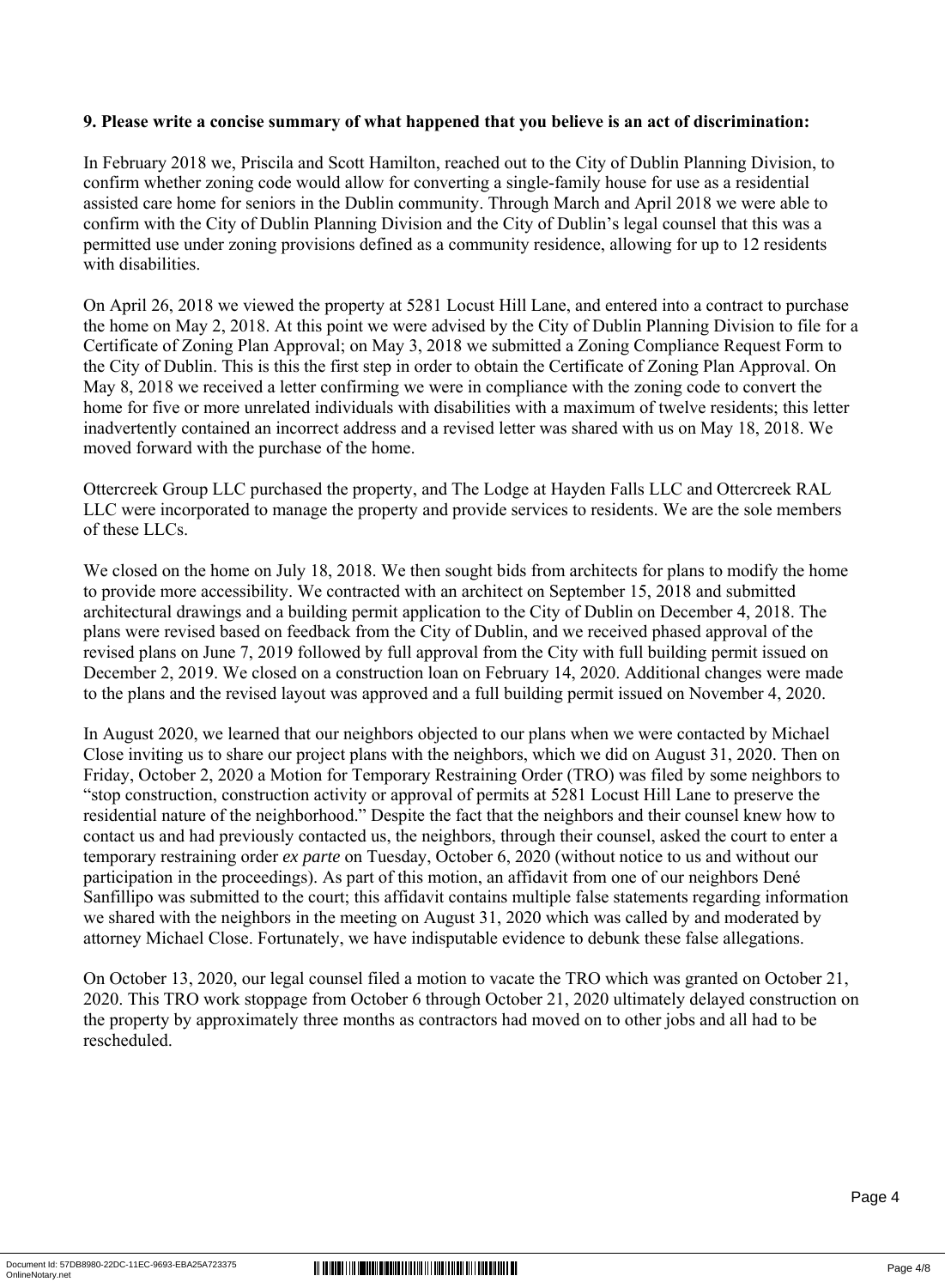**9. Please write a concise summary of what happened that you believe is an act of discrimination:**

In February 2018 we, Priscila and Scott Hamilton, reached out to the City of Dublin Planning Division, to confirm whether zoning code would allow for converting a single-family house for use as a residential assisted care home for seniors in the Dublin community. Through March and April 2018 we were able to confirm with the City of Dublin Planning Division and the City of Dublin's legal counsel that this was a permitted use under zoning provisions defined as a community residence, allowing for up to 12 residents with disabilities.

On April 26, 2018 we viewed the property at 5281 Locust Hill Lane, and entered into a contract to purchase the home on May 2, 2018. At this point we were advised by the City of Dublin Planning Division to file for a Certificate of Zoning Plan Approval; on May 3, 2018 we submitted a Zoning Compliance Request Form to the City of Dublin. This is this the first step in order to obtain the Certificate of Zoning Plan Approval. On May 8, 2018 we received a letter confirming we were in compliance with the zoning code to convert the home for five or more unrelated individuals with disabilities with a maximum of twelve residents; this letter inadvertently contained an incorrect address and a revised letter was shared with us on May 18, 2018. We moved forward with the purchase of the home.

Ottercreek Group LLC purchased the property, and The Lodge at Hayden Falls LLC and Ottercreek RAL LLC were incorporated to manage the property and provide services to residents. We are the sole members of these LLCs.

We closed on the home on July 18, 2018. We then sought bids from architects for plans to modify the home to provide more accessibility. We contracted with an architect on September 15, 2018 and submitted architectural drawings and a building permit application to the City of Dublin on December 4, 2018. The plans were revised based on feedback from the City of Dublin, and we received phased approval of the revised plans on June 7, 2019 followed by full approval from the City with full building permit issued on December 2, 2019. We closed on a construction loan on February 14, 2020. Additional changes were made to the plans and the revised layout was approved and a full building permit issued on November 4, 2020.

In August 2020, we learned that our neighbors objected to our plans when we were contacted by Michael Close inviting us to share our project plans with the neighbors, which we did on August 31, 2020. Then on Friday, October 2, 2020 a Motion for Temporary Restraining Order (TRO) was filed by some neighbors to "stop construction, construction activity or approval of permits at 5281 Locust Hill Lane to preserve the residential nature of the neighborhood." Despite the fact that the neighbors and their counsel knew how to contact us and had previously contacted us, the neighbors, through their counsel, asked the court to enter a temporary restraining order *ex parte* on Tuesday, October 6, 2020 (without notice to us and without our participation in the proceedings). As part of this motion, an affidavit from one of our neighbors Dené Sanfillipo was submitted to the court; this affidavit contains multiple false statements regarding information we shared with the neighbors in the meeting on August 31, 2020 which was called by and moderated by attorney Michael Close. Fortunately, we have indisputable evidence to debunk these false allegations.

On October 13, 2020, our legal counsel filed a motion to vacate the TRO which was granted on October 21, 2020. This TRO work stoppage from October 6 through October 21, 2020 ultimately delayed construction on the property by approximately three months as contractors had moved on to other jobs and all had to be rescheduled.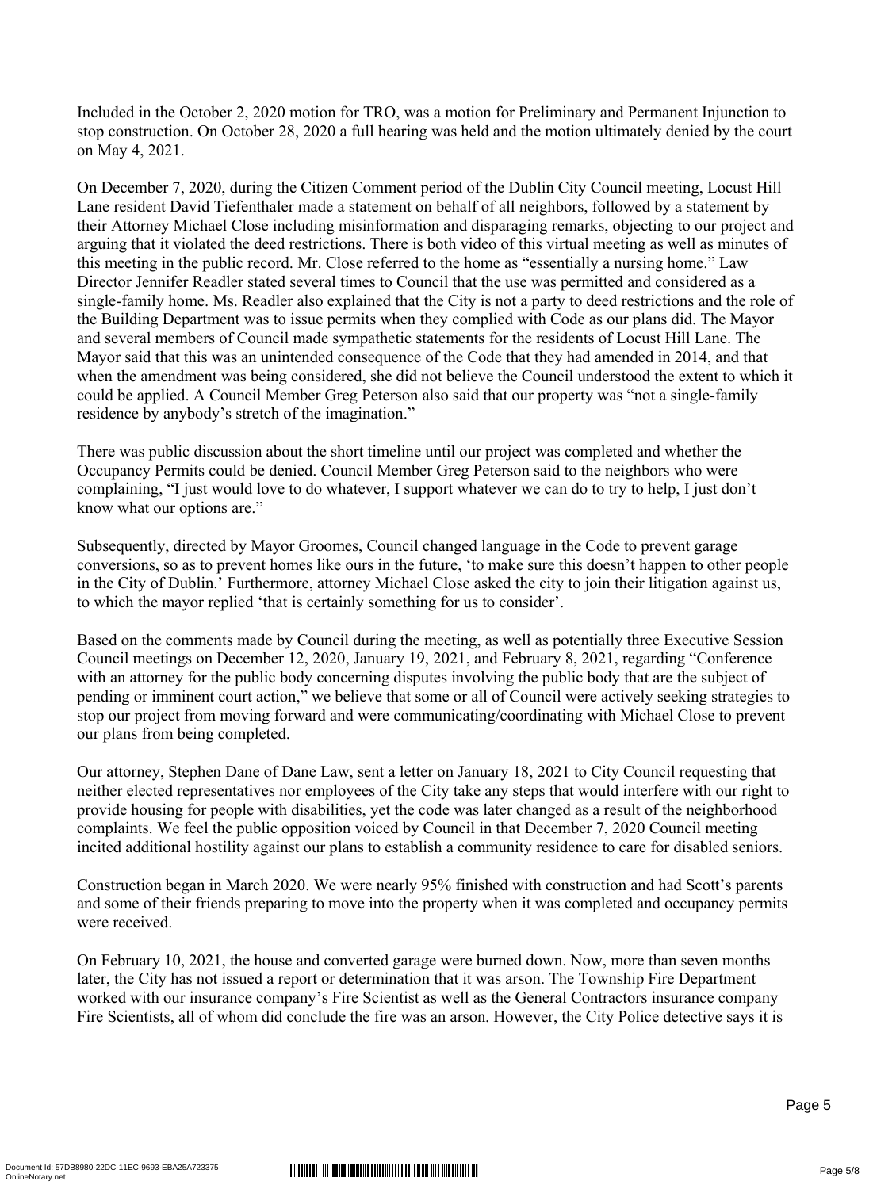Included in the October 2, 2020 motion for TRO, was a motion for Preliminary and Permanent Injunction to stop construction. On October 28, 2020 a full hearing was held and the motion ultimately denied by the court on May 4, 2021.

On December 7, 2020, during the Citizen Comment period of the Dublin City Council meeting, Locust Hill Lane resident David Tiefenthaler made a statement on behalf of all neighbors, followed by a statement by their Attorney Michael Close including misinformation and disparaging remarks, objecting to our project and arguing that it violated the deed restrictions. There is both video of this virtual meeting as well as minutes of this meeting in the public record. Mr. Close referred to the home as "essentially a nursing home." Law Director Jennifer Readler stated several times to Council that the use was permitted and considered as a single-family home. Ms. Readler also explained that the City is not a party to deed restrictions and the role of the Building Department was to issue permits when they complied with Code as our plans did. The Mayor and several members of Council made sympathetic statements for the residents of Locust Hill Lane. The Mayor said that this was an unintended consequence of the Code that they had amended in 2014, and that when the amendment was being considered, she did not believe the Council understood the extent to which it could be applied. A Council Member Greg Peterson also said that our property was "not a single-family residence by anybody's stretch of the imagination."

There was public discussion about the short timeline until our project was completed and whether the Occupancy Permits could be denied. Council Member Greg Peterson said to the neighbors who were complaining, "I just would love to do whatever, I support whatever we can do to try to help, I just don't know what our options are."

Subsequently, directed by Mayor Groomes, Council changed language in the Code to prevent garage conversions, so as to prevent homes like ours in the future, 'to make sure this doesn't happen to other people in the City of Dublin.' Furthermore, attorney Michael Close asked the city to join their litigation against us, to which the mayor replied 'that is certainly something for us to consider'.

Based on the comments made by Council during the meeting, as well as potentially three Executive Session Council meetings on December 12, 2020, January 19, 2021, and February 8, 2021, regarding "Conference with an attorney for the public body concerning disputes involving the public body that are the subject of pending or imminent court action," we believe that some or all of Council were actively seeking strategies to stop our project from moving forward and were communicating/coordinating with Michael Close to prevent our plans from being completed.

Our attorney, Stephen Dane of Dane Law, sent a letter on January 18, 2021 to City Council requesting that neither elected representatives nor employees of the City take any steps that would interfere with our right to provide housing for people with disabilities, yet the code was later changed as a result of the neighborhood complaints. We feel the public opposition voiced by Council in that December 7, 2020 Council meeting incited additional hostility against our plans to establish a community residence to care for disabled seniors.

Construction began in March 2020. We were nearly 95% finished with construction and had Scott's parents and some of their friends preparing to move into the property when it was completed and occupancy permits were received.

On February 10, 2021, the house and converted garage were burned down. Now, more than seven months later, the City has not issued a report or determination that it was arson. The Township Fire Department worked with our insurance company's Fire Scientist as well as the General Contractors insurance company Fire Scientists, all of whom did conclude the fire was an arson. However, the City Police detective says it is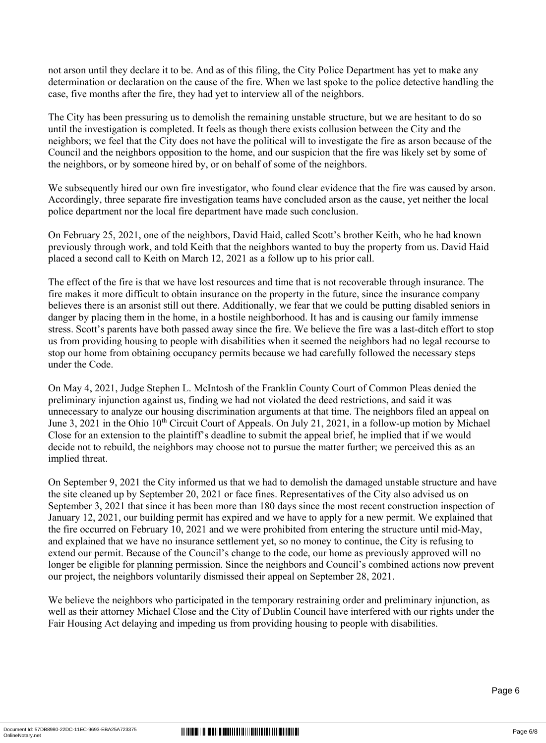not arson until they declare it to be. And as of this filing, the City Police Department has yet to make any determination or declaration on the cause of the fire. When we last spoke to the police detective handling the case, five months after the fire, they had yet to interview all of the neighbors.

The City has been pressuring us to demolish the remaining unstable structure, but we are hesitant to do so until the investigation is completed. It feels as though there exists collusion between the City and the neighbors; we feel that the City does not have the political will to investigate the fire as arson because of the Council and the neighbors opposition to the home, and our suspicion that the fire was likely set by some of the neighbors, or by someone hired by, or on behalf of some of the neighbors.

We subsequently hired our own fire investigator, who found clear evidence that the fire was caused by arson. Accordingly, three separate fire investigation teams have concluded arson as the cause, yet neither the local police department nor the local fire department have made such conclusion.

On February 25, 2021, one of the neighbors, David Haid, called Scott's brother Keith, who he had known previously through work, and told Keith that the neighbors wanted to buy the property from us. David Haid placed a second call to Keith on March 12, 2021 as a follow up to his prior call.

The effect of the fire is that we have lost resources and time that is not recoverable through insurance. The fire makes it more difficult to obtain insurance on the property in the future, since the insurance company believes there is an arsonist still out there. Additionally, we fear that we could be putting disabled seniors in danger by placing them in the home, in a hostile neighborhood. It has and is causing our family immense stress. Scott's parents have both passed away since the fire. We believe the fire was a last-ditch effort to stop us from providing housing to people with disabilities when it seemed the neighbors had no legal recourse to stop our home from obtaining occupancy permits because we had carefully followed the necessary steps under the Code.

On May 4, 2021, Judge Stephen L. McIntosh of the Franklin County Court of Common Pleas denied the preliminary injunction against us, finding we had not violated the deed restrictions, and said it was unnecessary to analyze our housing discrimination arguments at that time. The neighbors filed an appeal on June 3, 2021 in the Ohio 10th Circuit Court of Appeals. On July 21, 2021, in a follow-up motion by Michael Close for an extension to the plaintiff's deadline to submit the appeal brief, he implied that if we would decide not to rebuild, the neighbors may choose not to pursue the matter further; we perceived this as an implied threat.

On September 9, 2021 the City informed us that we had to demolish the damaged unstable structure and have the site cleaned up by September 20, 2021 or face fines. Representatives of the City also advised us on September 3, 2021 that since it has been more than 180 days since the most recent construction inspection of January 12, 2021, our building permit has expired and we have to apply for a new permit. We explained that the fire occurred on February 10, 2021 and we were prohibited from entering the structure until mid-May, and explained that we have no insurance settlement yet, so no money to continue, the City is refusing to extend our permit. Because of the Council's change to the code, our home as previously approved will no longer be eligible for planning permission. Since the neighbors and Council's combined actions now prevent our project, the neighbors voluntarily dismissed their appeal on September 28, 2021.

We believe the neighbors who participated in the temporary restraining order and preliminary injunction, as well as their attorney Michael Close and the City of Dublin Council have interfered with our rights under the Fair Housing Act delaying and impeding us from providing housing to people with disabilities.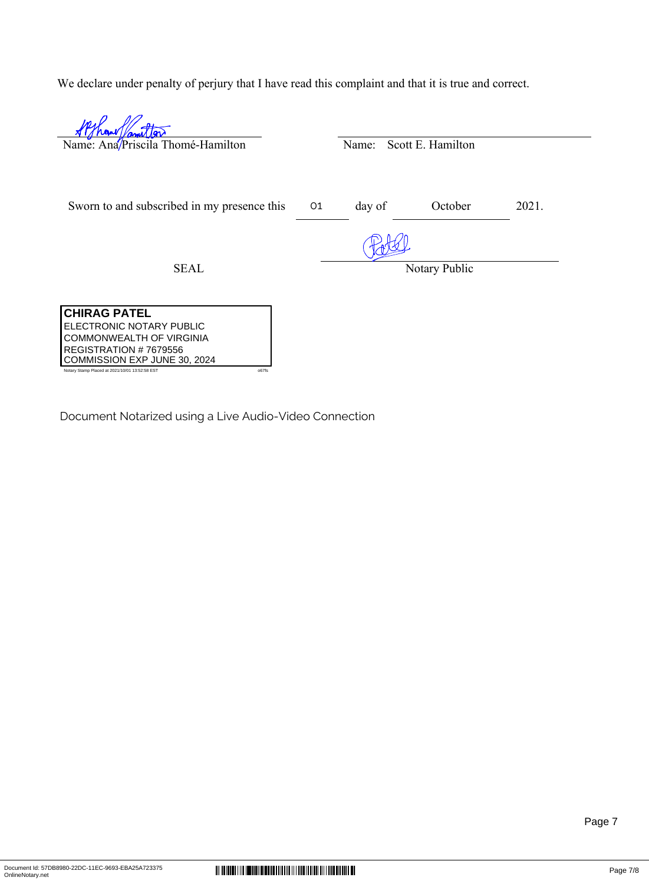We declare under penalty of perjury that I have read this complaint and that it is true and correct.

Name: Ana Priscila Thomé-Hamilton

Name: Scott E. Hamilton

Sworn to and subscribed in my presence this 01 day of October 2021.

SEAL

Notary Public

**CHIRAG PATEL**
ELECTRONIC NOTARY PUBLIC
COMMONWEALTH OF VIRGINIA
REGISTRATION # 7679556
COMMISSION EXP JUNE 30, 2024
Notary Stamp Placed at 2021/10/01 13:52:58 EST o67fs

Document Notarized using a Live Audio-Video Connection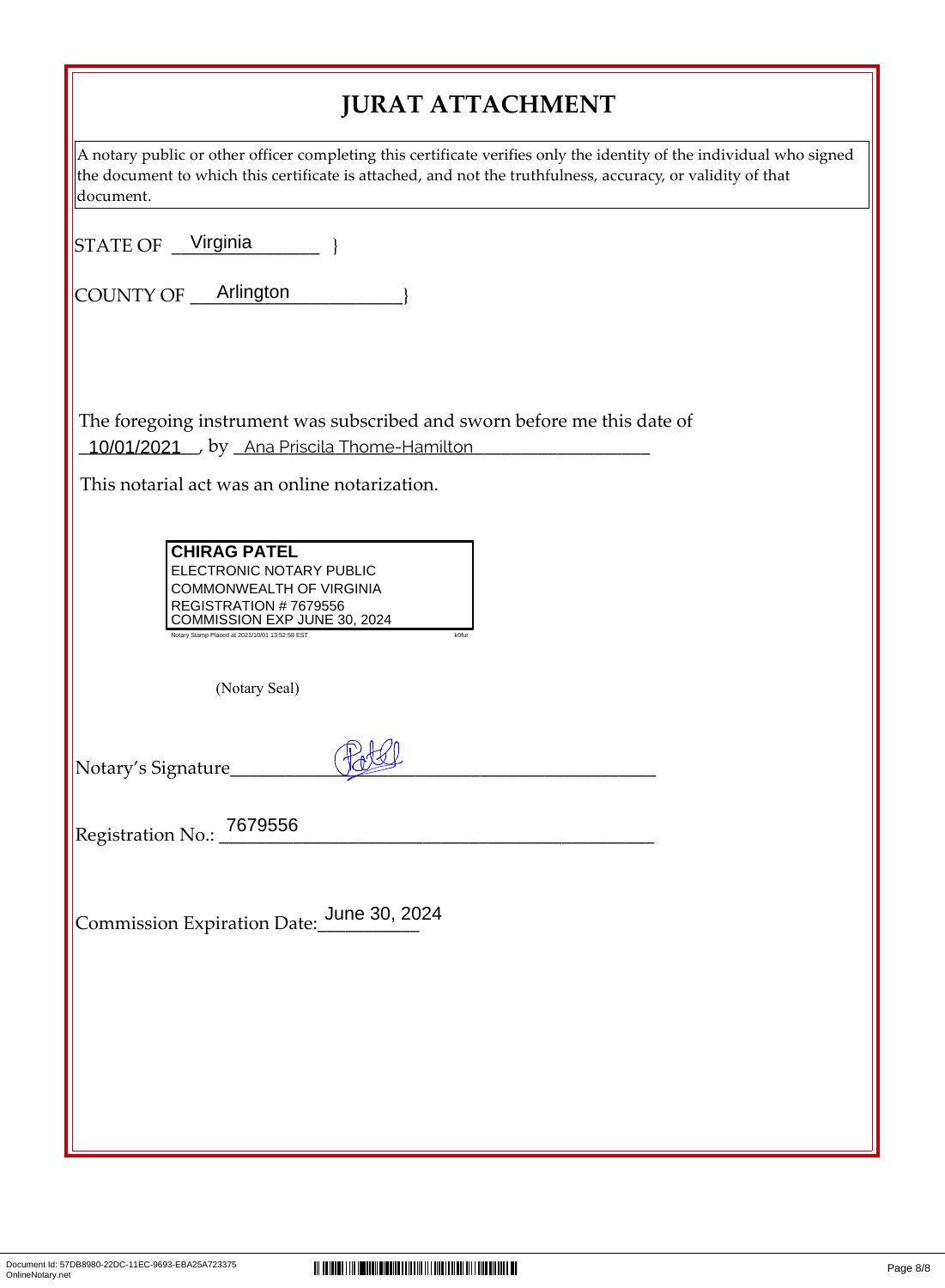# JURAT ATTACHMENT

A notary public or other officer completing this certificate verifies only the identity of the individual who signed the document to which this certificate is attached, and not the truthfulness, accuracy, or validity of that document.

STATE OF Virginia }

COUNTY OF Arlington }

The foregoing instrument was subscribed and sworn before me this date of 10/01/2021, by Ana Priscila Thome-Hamilton

This notarial act was an online notarization.

**CHIRAG PATEL**
ELECTRONIC NOTARY PUBLIC
COMMONWEALTH OF VIRGINIA
REGISTRATION # 7679556
COMMISSION EXP JUNE 30, 2024

Notary Stamp Placed at 2021/10/01 13:52:58 EST k0fur

(Notary Seal)

Notary's Signature

Registration No.: 7679556

Commission Expiration Date: June 30, 2024

Document Id: 57DB8980-22DC-11EC-9693-EBA25A723375
OnlineNotary.net